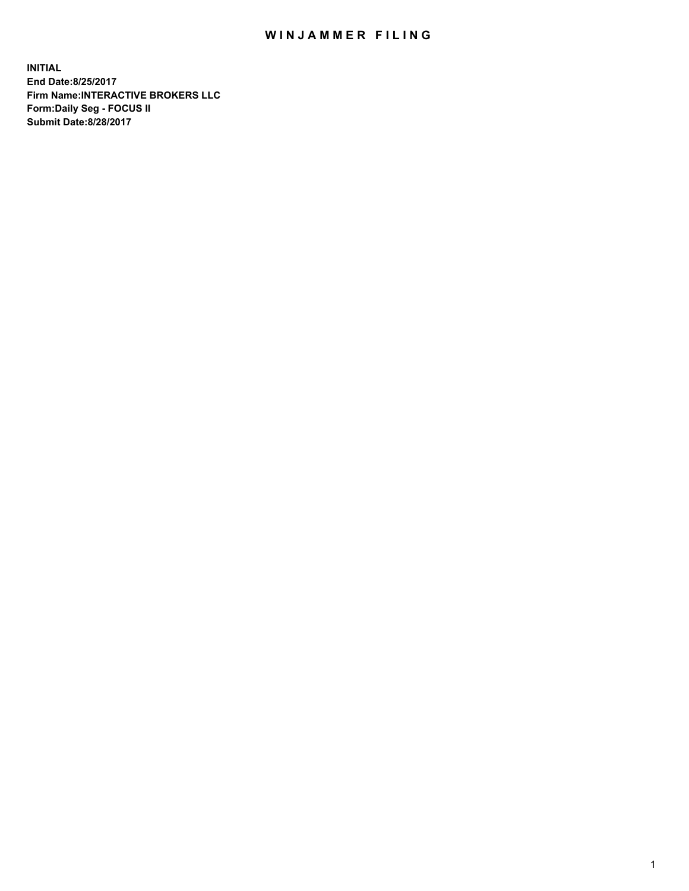# WINJAMMER FILING

**INITIAL**
**End Date:8/25/2017**
**Firm Name:INTERACTIVE BROKERS LLC**
**Form:Daily Seg - FOCUS II**
**Submit Date:8/28/2017**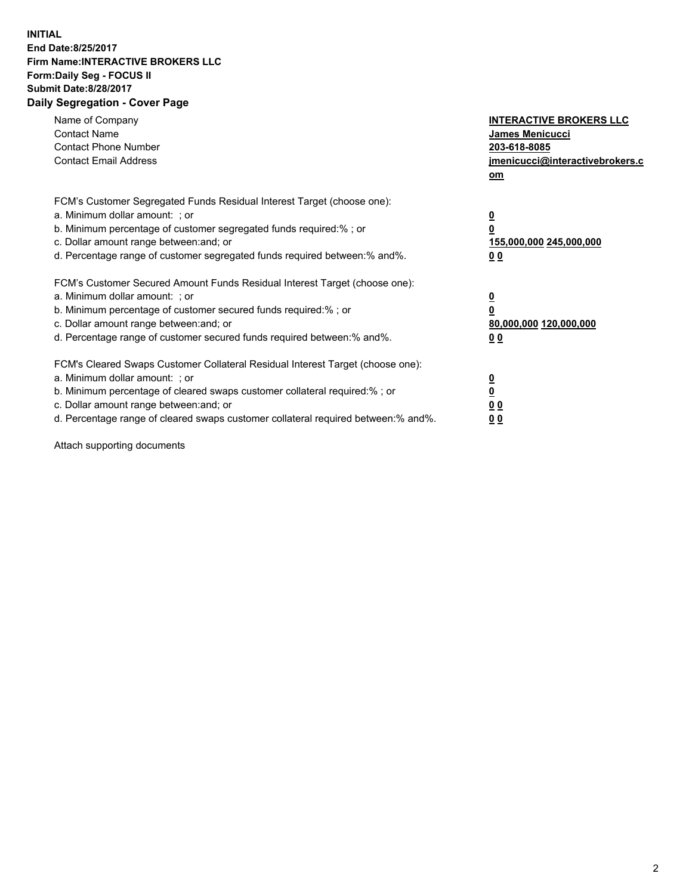**INITIAL**
**End Date:8/25/2017**
**Firm Name:INTERACTIVE BROKERS LLC**
**Form:Daily Seg - FOCUS II**
**Submit Date:8/28/2017**
**Daily Segregation - Cover Page**

| | |
|---|---|
| Name of Company | **INTERACTIVE BROKERS LLC** |
| Contact Name | **James Menicucci** |
| Contact Phone Number | **203-618-8085** |
| Contact Email Address | **jmenicucci@interactivebrokers.com** |

FCM's Customer Segregated Funds Residual Interest Target (choose one):

| | |
|---|---|
| a. Minimum dollar amount: ; or | **0** |
| b. Minimum percentage of customer segregated funds required:% ; or | **0** |
| c. Dollar amount range between:and; or | **155,000,000 245,000,000** |
| d. Percentage range of customer segregated funds required between:% and%. | **0 0** |

FCM's Customer Secured Amount Funds Residual Interest Target (choose one):

| | |
|---|---|
| a. Minimum dollar amount: ; or | **0** |
| b. Minimum percentage of customer secured funds required:% ; or | **0** |
| c. Dollar amount range between:and; or | **80,000,000 120,000,000** |
| d. Percentage range of customer secured funds required between:% and%. | **0 0** |

FCM's Cleared Swaps Customer Collateral Residual Interest Target (choose one):

| | |
|---|---|
| a. Minimum dollar amount: ; or | **0** |
| b. Minimum percentage of cleared swaps customer collateral required:% ; or | **0** |
| c. Dollar amount range between:and; or | **0 0** |
| d. Percentage range of cleared swaps customer collateral required between:% and%. | **0 0** |

Attach supporting documents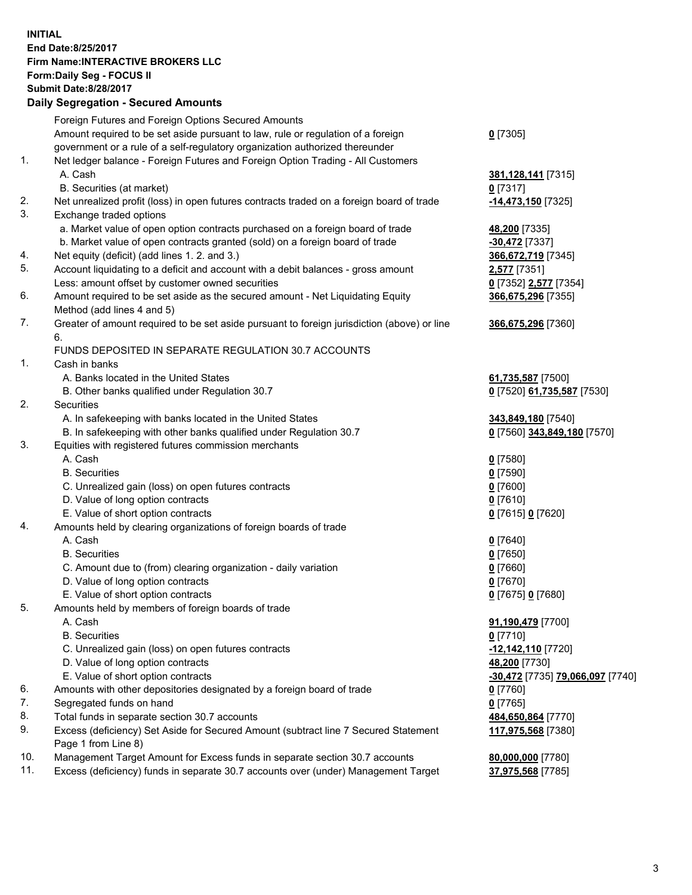**INITIAL**
**End Date:8/25/2017**
**Firm Name:INTERACTIVE BROKERS LLC**
**Form:Daily Seg - FOCUS II**
**Submit Date:8/28/2017**

## Daily Segregation - Secured Amounts

| | | |
|---|---|---|
| | Foreign Futures and Foreign Options Secured Amounts | |
| | Amount required to be set aside pursuant to law, rule or regulation of a foreign government or a rule of a self-regulatory organization authorized thereunder | **0** [7305] |
| 1. | Net ledger balance - Foreign Futures and Foreign Option Trading - All Customers | |
| | A. Cash | **381,128,141** [7315] |
| | B. Securities (at market) | **0** [7317] |
| 2. | Net unrealized profit (loss) in open futures contracts traded on a foreign board of trade | **-14,473,150** [7325] |
| 3. | Exchange traded options | |
| | a. Market value of open option contracts purchased on a foreign board of trade | **48,200** [7335] |
| | b. Market value of open contracts granted (sold) on a foreign board of trade | **-30,472** [7337] |
| 4. | Net equity (deficit) (add lines 1. 2. and 3.) | **366,672,719** [7345] |
| 5. | Account liquidating to a deficit and account with a debit balances - gross amount | **2,577** [7351] |
| | Less: amount offset by customer owned securities | **0** [7352] **2,577** [7354] |
| 6. | Amount required to be set aside as the secured amount - Net Liquidating Equity Method (add lines 4 and 5) | **366,675,296** [7355] |
| 7. | Greater of amount required to be set aside pursuant to foreign jurisdiction (above) or line 6. | **366,675,296** [7360] |
| | FUNDS DEPOSITED IN SEPARATE REGULATION 30.7 ACCOUNTS | |
| 1. | Cash in banks | |
| | A. Banks located in the United States | **61,735,587** [7500] |
| | B. Other banks qualified under Regulation 30.7 | **0** [7520] **61,735,587** [7530] |
| 2. | Securities | |
| | A. In safekeeping with banks located in the United States | **343,849,180** [7540] |
| | B. In safekeeping with other banks qualified under Regulation 30.7 | **0** [7560] **343,849,180** [7570] |
| 3. | Equities with registered futures commission merchants | |
| | A. Cash | **0** [7580] |
| | B. Securities | **0** [7590] |
| | C. Unrealized gain (loss) on open futures contracts | **0** [7600] |
| | D. Value of long option contracts | **0** [7610] |
| | E. Value of short option contracts | **0** [7615] **0** [7620] |
| 4. | Amounts held by clearing organizations of foreign boards of trade | |
| | A. Cash | **0** [7640] |
| | B. Securities | **0** [7650] |
| | C. Amount due to (from) clearing organization - daily variation | **0** [7660] |
| | D. Value of long option contracts | **0** [7670] |
| | E. Value of short option contracts | **0** [7675] **0** [7680] |
| 5. | Amounts held by members of foreign boards of trade | |
| | A. Cash | **91,190,479** [7700] |
| | B. Securities | **0** [7710] |
| | C. Unrealized gain (loss) on open futures contracts | **-12,142,110** [7720] |
| | D. Value of long option contracts | **48,200** [7730] |
| | E. Value of short option contracts | **-30,472** [7735] **79,066,097** [7740] |
| 6. | Amounts with other depositories designated by a foreign board of trade | **0** [7760] |
| 7. | Segregated funds on hand | **0** [7765] |
| 8. | Total funds in separate section 30.7 accounts | **484,650,864** [7770] |
| 9. | Excess (deficiency) Set Aside for Secured Amount (subtract line 7 Secured Statement Page 1 from Line 8) | **117,975,568** [7380] |
| 10. | Management Target Amount for Excess funds in separate section 30.7 accounts | **80,000,000** [7780] |
| 11. | Excess (deficiency) funds in separate 30.7 accounts over (under) Management Target | **37,975,568** [7785] |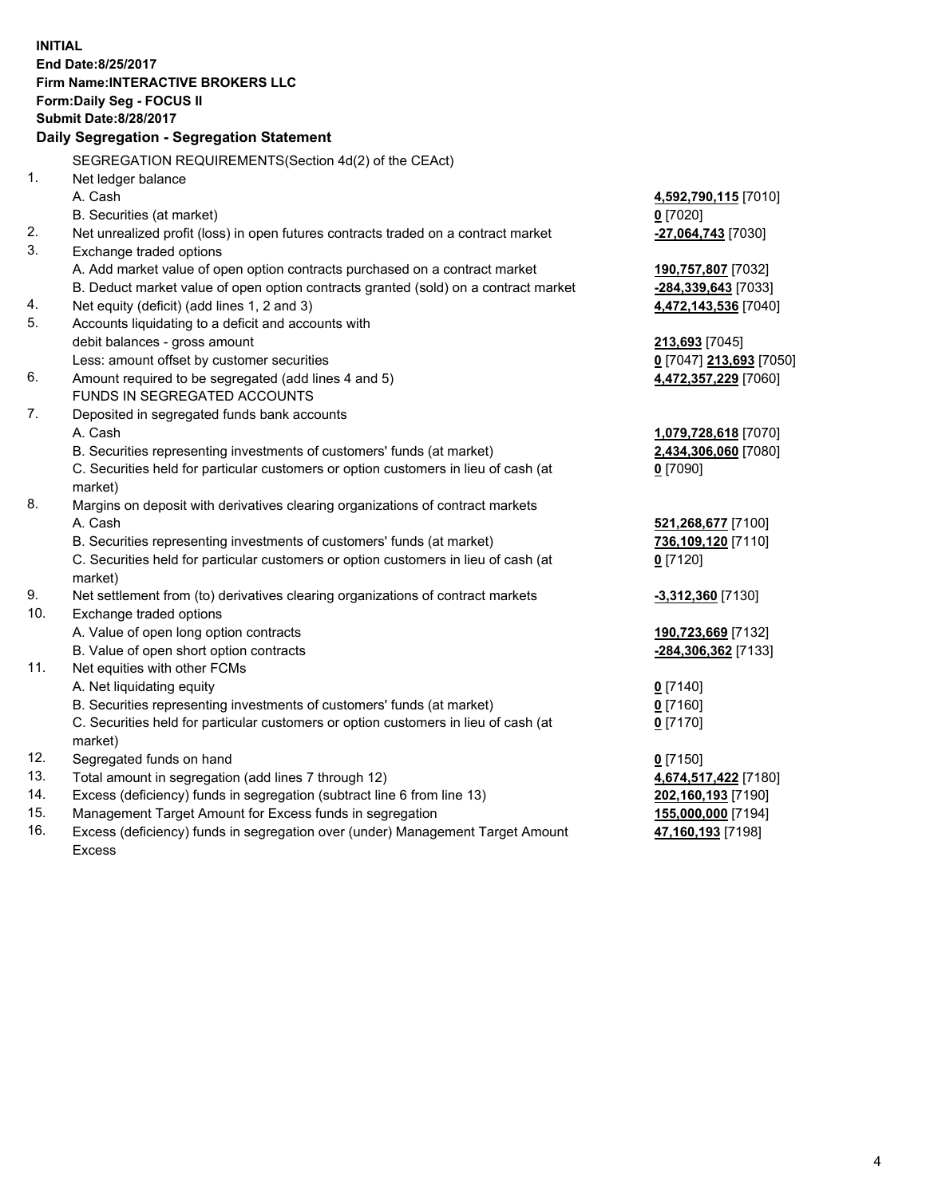**INITIAL**
**End Date:8/25/2017**
**Firm Name:INTERACTIVE BROKERS LLC**
**Form:Daily Seg - FOCUS II**
**Submit Date:8/28/2017**

## Daily Segregation - Segregation Statement

| | | |
|---|---|---|
| | SEGREGATION REQUIREMENTS(Section 4d(2) of the CEAct) | |
| 1. | Net ledger balance | |
| | A. Cash | **4,592,790,115** [7010] |
| | B. Securities (at market) | **0** [7020] |
| 2. | Net unrealized profit (loss) in open futures contracts traded on a contract market | **-27,064,743** [7030] |
| 3. | Exchange traded options | |
| | A. Add market value of open option contracts purchased on a contract market | **190,757,807** [7032] |
| | B. Deduct market value of open option contracts granted (sold) on a contract market | **-284,339,643** [7033] |
| 4. | Net equity (deficit) (add lines 1, 2 and 3) | **4,472,143,536** [7040] |
| 5. | Accounts liquidating to a deficit and accounts with | |
| | debit balances - gross amount | **213,693** [7045] |
| | Less: amount offset by customer securities | **0** [7047] **213,693** [7050] |
| 6. | Amount required to be segregated (add lines 4 and 5) | **4,472,357,229** [7060] |
| | FUNDS IN SEGREGATED ACCOUNTS | |
| 7. | Deposited in segregated funds bank accounts | |
| | A. Cash | **1,079,728,618** [7070] |
| | B. Securities representing investments of customers' funds (at market) | **2,434,306,060** [7080] |
| | C. Securities held for particular customers or option customers in lieu of cash (at market) | **0** [7090] |
| 8. | Margins on deposit with derivatives clearing organizations of contract markets | |
| | A. Cash | **521,268,677** [7100] |
| | B. Securities representing investments of customers' funds (at market) | **736,109,120** [7110] |
| | C. Securities held for particular customers or option customers in lieu of cash (at market) | **0** [7120] |
| 9. | Net settlement from (to) derivatives clearing organizations of contract markets | **-3,312,360** [7130] |
| 10. | Exchange traded options | |
| | A. Value of open long option contracts | **190,723,669** [7132] |
| | B. Value of open short option contracts | **-284,306,362** [7133] |
| 11. | Net equities with other FCMs | |
| | A. Net liquidating equity | **0** [7140] |
| | B. Securities representing investments of customers' funds (at market) | **0** [7160] |
| | C. Securities held for particular customers or option customers in lieu of cash (at market) | **0** [7170] |
| 12. | Segregated funds on hand | **0** [7150] |
| 13. | Total amount in segregation (add lines 7 through 12) | **4,674,517,422** [7180] |
| 14. | Excess (deficiency) funds in segregation (subtract line 6 from line 13) | **202,160,193** [7190] |
| 15. | Management Target Amount for Excess funds in segregation | **155,000,000** [7194] |
| 16. | Excess (deficiency) funds in segregation over (under) Management Target Amount Excess | **47,160,193** [7198] |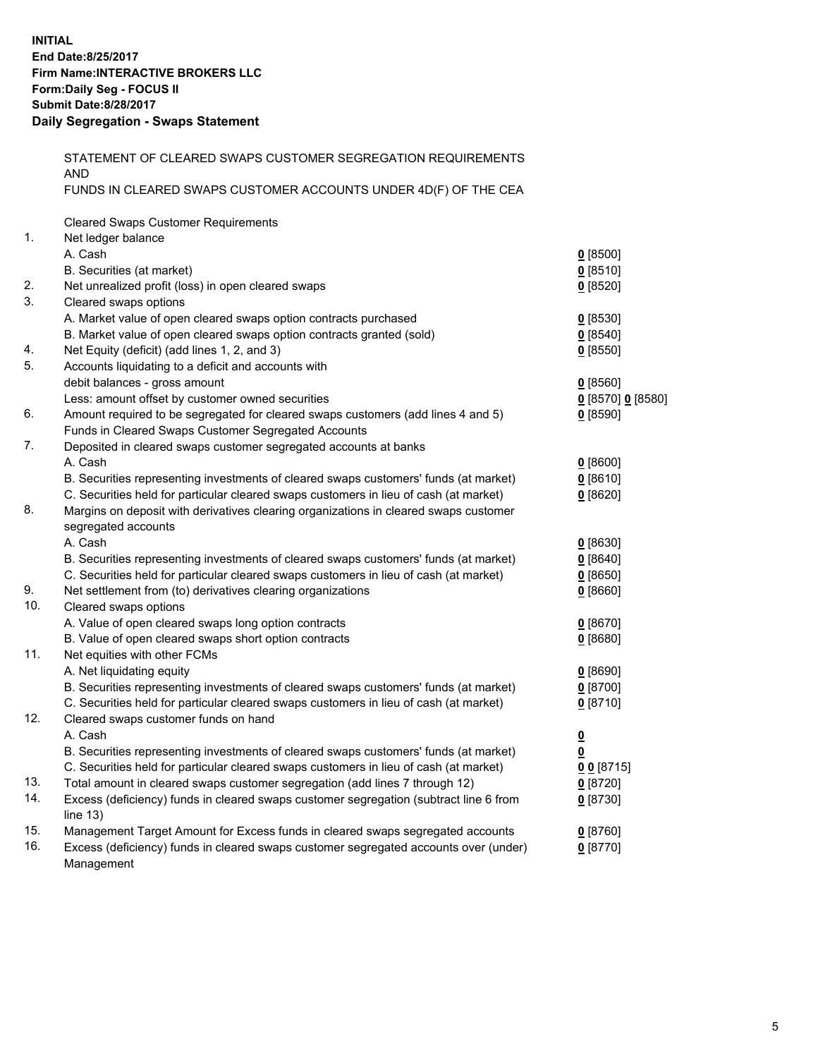**INITIAL**
**End Date:8/25/2017**
**Firm Name:INTERACTIVE BROKERS LLC**
**Form:Daily Seg - FOCUS II**
**Submit Date:8/28/2017**
**Daily Segregation - Swaps Statement**

STATEMENT OF CLEARED SWAPS CUSTOMER SEGREGATION REQUIREMENTS AND FUNDS IN CLEARED SWAPS CUSTOMER ACCOUNTS UNDER 4D(F) OF THE CEA

| | | |
|---|---|---|
| | Cleared Swaps Customer Requirements | |
| 1. | Net ledger balance | |
| | A. Cash | 0 [8500] |
| | B. Securities (at market) | 0 [8510] |
| 2. | Net unrealized profit (loss) in open cleared swaps | 0 [8520] |
| 3. | Cleared swaps options | |
| | A. Market value of open cleared swaps option contracts purchased | 0 [8530] |
| | B. Market value of open cleared swaps option contracts granted (sold) | 0 [8540] |
| 4. | Net Equity (deficit) (add lines 1, 2, and 3) | 0 [8550] |
| 5. | Accounts liquidating to a deficit and accounts with debit balances - gross amount | 0 [8560] |
| | Less: amount offset by customer owned securities | 0 [8570] 0 [8580] |
| 6. | Amount required to be segregated for cleared swaps customers (add lines 4 and 5) | 0 [8590] |
| | Funds in Cleared Swaps Customer Segregated Accounts | |
| 7. | Deposited in cleared swaps customer segregated accounts at banks | |
| | A. Cash | 0 [8600] |
| | B. Securities representing investments of cleared swaps customers' funds (at market) | 0 [8610] |
| | C. Securities held for particular cleared swaps customers in lieu of cash (at market) | 0 [8620] |
| 8. | Margins on deposit with derivatives clearing organizations in cleared swaps customer segregated accounts | |
| | A. Cash | 0 [8630] |
| | B. Securities representing investments of cleared swaps customers' funds (at market) | 0 [8640] |
| | C. Securities held for particular cleared swaps customers in lieu of cash (at market) | 0 [8650] |
| 9. | Net settlement from (to) derivatives clearing organizations | 0 [8660] |
| 10. | Cleared swaps options | |
| | A. Value of open cleared swaps long option contracts | 0 [8670] |
| | B. Value of open cleared swaps short option contracts | 0 [8680] |
| 11. | Net equities with other FCMs | |
| | A. Net liquidating equity | 0 [8690] |
| | B. Securities representing investments of cleared swaps customers' funds (at market) | 0 [8700] |
| | C. Securities held for particular cleared swaps customers in lieu of cash (at market) | 0 [8710] |
| 12. | Cleared swaps customer funds on hand | |
| | A. Cash | 0 |
| | B. Securities representing investments of cleared swaps customers' funds (at market) | 0 |
| | C. Securities held for particular cleared swaps customers in lieu of cash (at market) | 0 0 [8715] |
| 13. | Total amount in cleared swaps customer segregation (add lines 7 through 12) | 0 [8720] |
| 14. | Excess (deficiency) funds in cleared swaps customer segregation (subtract line 6 from line 13) | 0 [8730] |
| 15. | Management Target Amount for Excess funds in cleared swaps segregated accounts | 0 [8760] |
| 16. | Excess (deficiency) funds in cleared swaps customer segregated accounts over (under) Management | 0 [8770] |